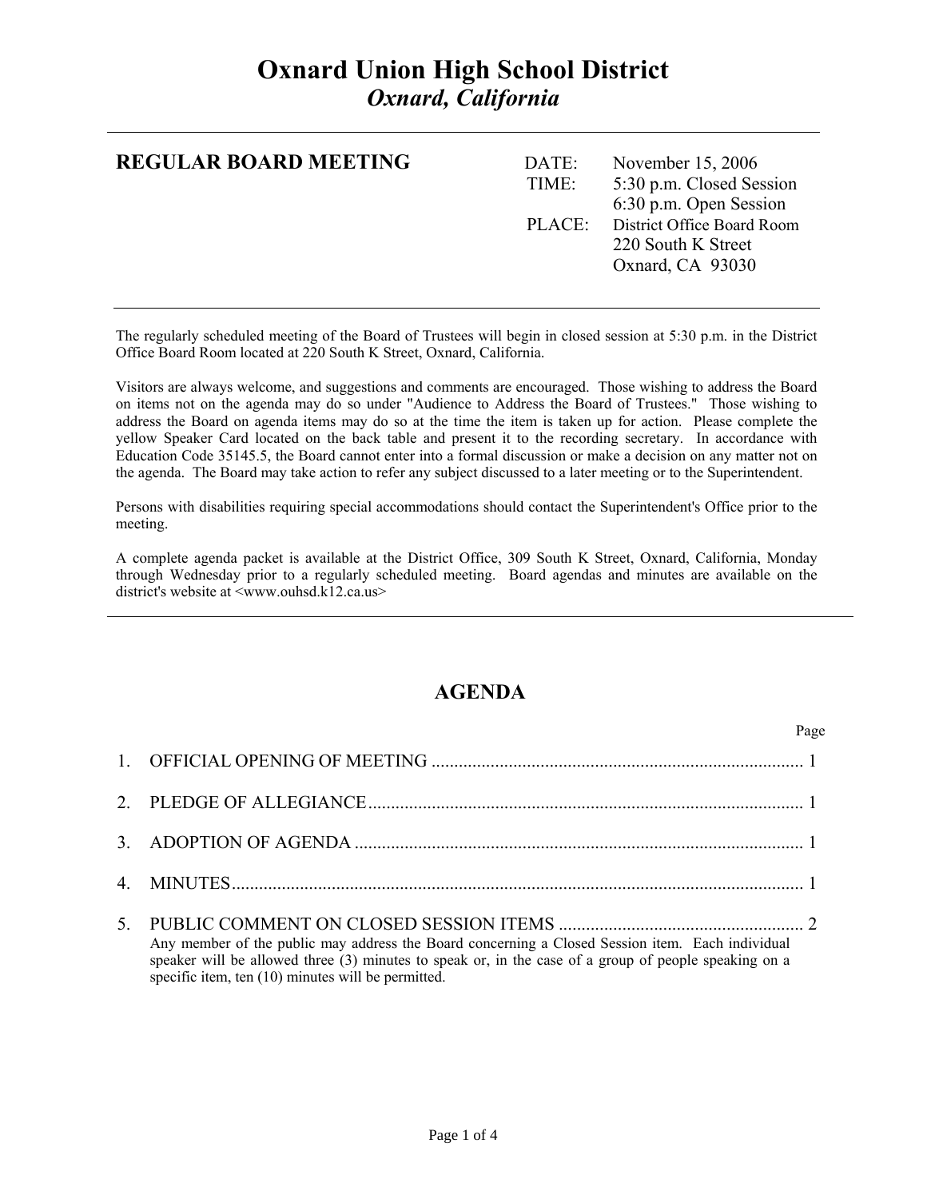# Oxnard Union High School District

*Oxnard, California*

---

**REGULAR BOARD MEETING**

DATE: November 15, 2006

TIME: 5:30 p.m. Closed Session
6:30 p.m. Open Session

PLACE: District Office Board Room
220 South K Street
Oxnard, CA 93030

---

The regularly scheduled meeting of the Board of Trustees will begin in closed session at 5:30 p.m. in the District Office Board Room located at 220 South K Street, Oxnard, California.

Visitors are always welcome, and suggestions and comments are encouraged. Those wishing to address the Board on items not on the agenda may do so under "Audience to Address the Board of Trustees." Those wishing to address the Board on agenda items may do so at the time the item is taken up for action. Please complete the yellow Speaker Card located on the back table and present it to the recording secretary. In accordance with Education Code 35145.5, the Board cannot enter into a formal discussion or make a decision on any matter not on the agenda. The Board may take action to refer any subject discussed to a later meeting or to the Superintendent.

Persons with disabilities requiring special accommodations should contact the Superintendent's Office prior to the meeting.

A complete agenda packet is available at the District Office, 309 South K Street, Oxnard, California, Monday through Wednesday prior to a regularly scheduled meeting. Board agendas and minutes are available on the district's website at <www.ouhsd.k12.ca.us>

---

## AGENDA

| | | Page |
|---|---|---|
| 1. | OFFICIAL OPENING OF MEETING | 1 |
| 2. | PLEDGE OF ALLEGIANCE | 1 |
| 3. | ADOPTION OF AGENDA | 1 |
| 4. | MINUTES | 1 |
| 5. | PUBLIC COMMENT ON CLOSED SESSION ITEMS | 2 |

Any member of the public may address the Board concerning a Closed Session item. Each individual speaker will be allowed three (3) minutes to speak or, in the case of a group of people speaking on a specific item, ten (10) minutes will be permitted.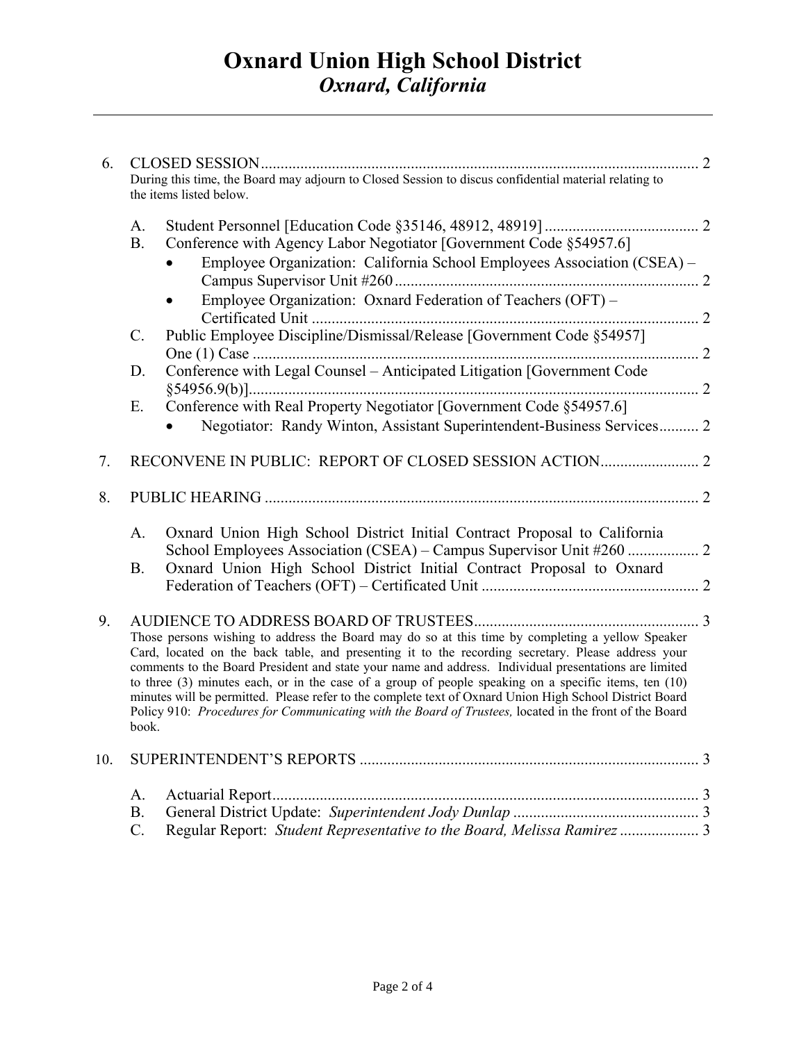# Oxnard Union High School District
## *Oxnard, California*

6. CLOSED SESSION ........................................................................................................ 2

   During this time, the Board may adjourn to Closed Session to discus confidential material relating to the items listed below.

   A. Student Personnel [Education Code §35146, 48912, 48919] ....................................... 2
   B. Conference with Agency Labor Negotiator [Government Code §54957.6]
      - Employee Organization: California School Employees Association (CSEA) – Campus Supervisor Unit #260 ............................................................................. 2
      - Employee Organization: Oxnard Federation of Teachers (OFT) – Certificated Unit .................................................................................................. 2
   C. Public Employee Discipline/Dismissal/Release [Government Code §54957] One (1) Case ................................................................................................................. 2
   D. Conference with Legal Counsel – Anticipated Litigation [Government Code §54956.9(b)] ................................................................................................................. 2
   E. Conference with Real Property Negotiator [Government Code §54957.6]
      - Negotiator: Randy Winton, Assistant Superintendent-Business Services .......... 2

7. RECONVENE IN PUBLIC: REPORT OF CLOSED SESSION ACTION ......................... 2

8. PUBLIC HEARING ............................................................................................................. 2

   A. Oxnard Union High School District Initial Contract Proposal to California School Employees Association (CSEA) – Campus Supervisor Unit #260 .................. 2
   B. Oxnard Union High School District Initial Contract Proposal to Oxnard Federation of Teachers (OFT) – Certificated Unit ....................................................... 2

9. AUDIENCE TO ADDRESS BOARD OF TRUSTEES ......................................................... 3

   Those persons wishing to address the Board may do so at this time by completing a yellow Speaker Card, located on the back table, and presenting it to the recording secretary. Please address your comments to the Board President and state your name and address. Individual presentations are limited to three (3) minutes each, or in the case of a group of people speaking on a specific items, ten (10) minutes will be permitted. Please refer to the complete text of Oxnard Union High School District Board Policy 910: *Procedures for Communicating with the Board of Trustees,* located in the front of the Board book.

10. SUPERINTENDENT'S REPORTS ..................................................................................... 3

    A. Actuarial Report ............................................................................................................ 3
    B. General District Update: *Superintendent Jody Dunlap* ............................................... 3
    C. Regular Report: *Student Representative to the Board, Melissa Ramirez* .................... 3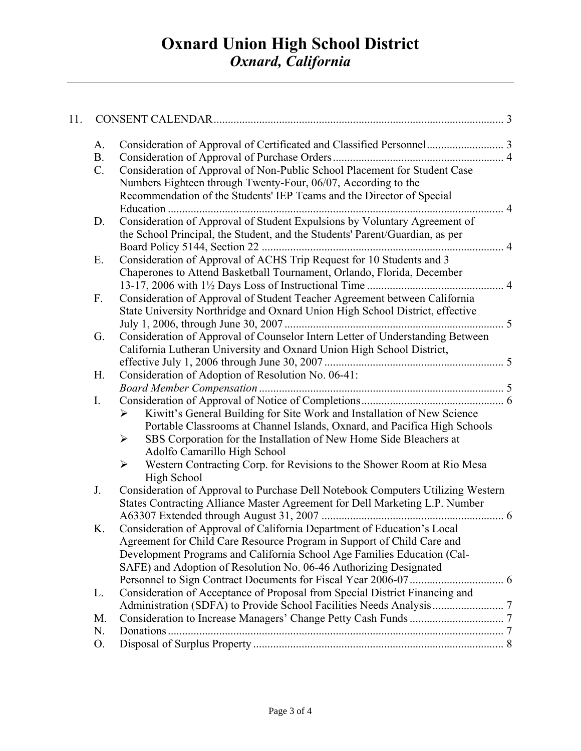# Oxnard Union High School District

***Oxnard, California***

---

11. CONSENT CALENDAR ..... 3

    A. Consideration of Approval of Certificated and Classified Personnel ..... 3
    B. Consideration of Approval of Purchase Orders ..... 4
    C. Consideration of Approval of Non-Public School Placement for Student Case Numbers Eighteen through Twenty-Four, 06/07, According to the Recommendation of the Students' IEP Teams and the Director of Special Education ..... 4
    D. Consideration of Approval of Student Expulsions by Voluntary Agreement of the School Principal, the Student, and the Students' Parent/Guardian, as per Board Policy 5144, Section 22 ..... 4
    E. Consideration of Approval of ACHS Trip Request for 10 Students and 3 Chaperones to Attend Basketball Tournament, Orlando, Florida, December 13-17, 2006 with 1½ Days Loss of Instructional Time ..... 4
    F. Consideration of Approval of Student Teacher Agreement between California State University Northridge and Oxnard Union High School District, effective July 1, 2006, through June 30, 2007 ..... 5
    G. Consideration of Approval of Counselor Intern Letter of Understanding Between California Lutheran University and Oxnard Union High School District, effective July 1, 2006 through June 30, 2007 ..... 5
    H. Consideration of Adoption of Resolution No. 06-41: *Board Member Compensation* ..... 5
    I. Consideration of Approval of Notice of Completions ..... 6
       - Kiwitt's General Building for Site Work and Installation of New Science Portable Classrooms at Channel Islands, Oxnard, and Pacifica High Schools
       - SBS Corporation for the Installation of New Home Side Bleachers at Adolfo Camarillo High School
       - Western Contracting Corp. for Revisions to the Shower Room at Rio Mesa High School
    J. Consideration of Approval to Purchase Dell Notebook Computers Utilizing Western States Contracting Alliance Master Agreement for Dell Marketing L.P. Number A63307 Extended through August 31, 2007 ..... 6
    K. Consideration of Approval of California Department of Education's Local Agreement for Child Care Resource Program in Support of Child Care and Development Programs and California School Age Families Education (Cal-SAFE) and Adoption of Resolution No. 06-46 Authorizing Designated Personnel to Sign Contract Documents for Fiscal Year 2006-07 ..... 6
    L. Consideration of Acceptance of Proposal from Special District Financing and Administration (SDFA) to Provide School Facilities Needs Analysis ..... 7
    M. Consideration to Increase Managers' Change Petty Cash Funds ..... 7
    N. Donations ..... 7
    O. Disposal of Surplus Property ..... 8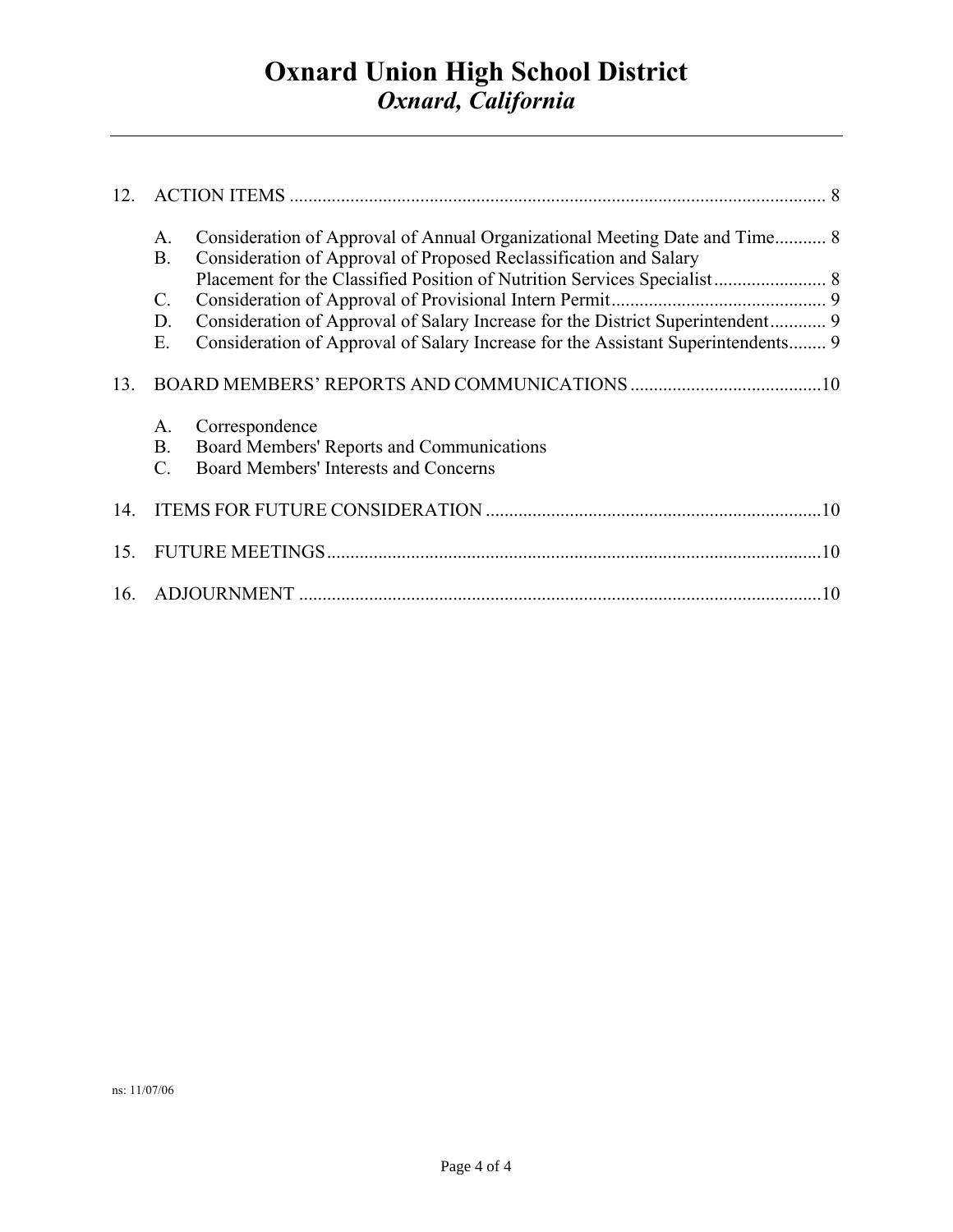# Oxnard Union High School District
## *Oxnard, California*

---

12. ACTION ITEMS .................................................................................................................. 8

    A. Consideration of Approval of Annual Organizational Meeting Date and Time........... 8
    B. Consideration of Approval of Proposed Reclassification and Salary Placement for the Classified Position of Nutrition Services Specialist........................ 8
    C. Consideration of Approval of Provisional Intern Permit............................................. 9
    D. Consideration of Approval of Salary Increase for the District Superintendent............ 9
    E. Consideration of Approval of Salary Increase for the Assistant Superintendents........ 9

13. BOARD MEMBERS' REPORTS AND COMMUNICATIONS .........................................10

    A. Correspondence
    B. Board Members' Reports and Communications
    C. Board Members' Interests and Concerns

14. ITEMS FOR FUTURE CONSIDERATION .......................................................................10

15. FUTURE MEETINGS..........................................................................................................10

16. ADJOURNMENT ................................................................................................................10

ns: 11/07/06